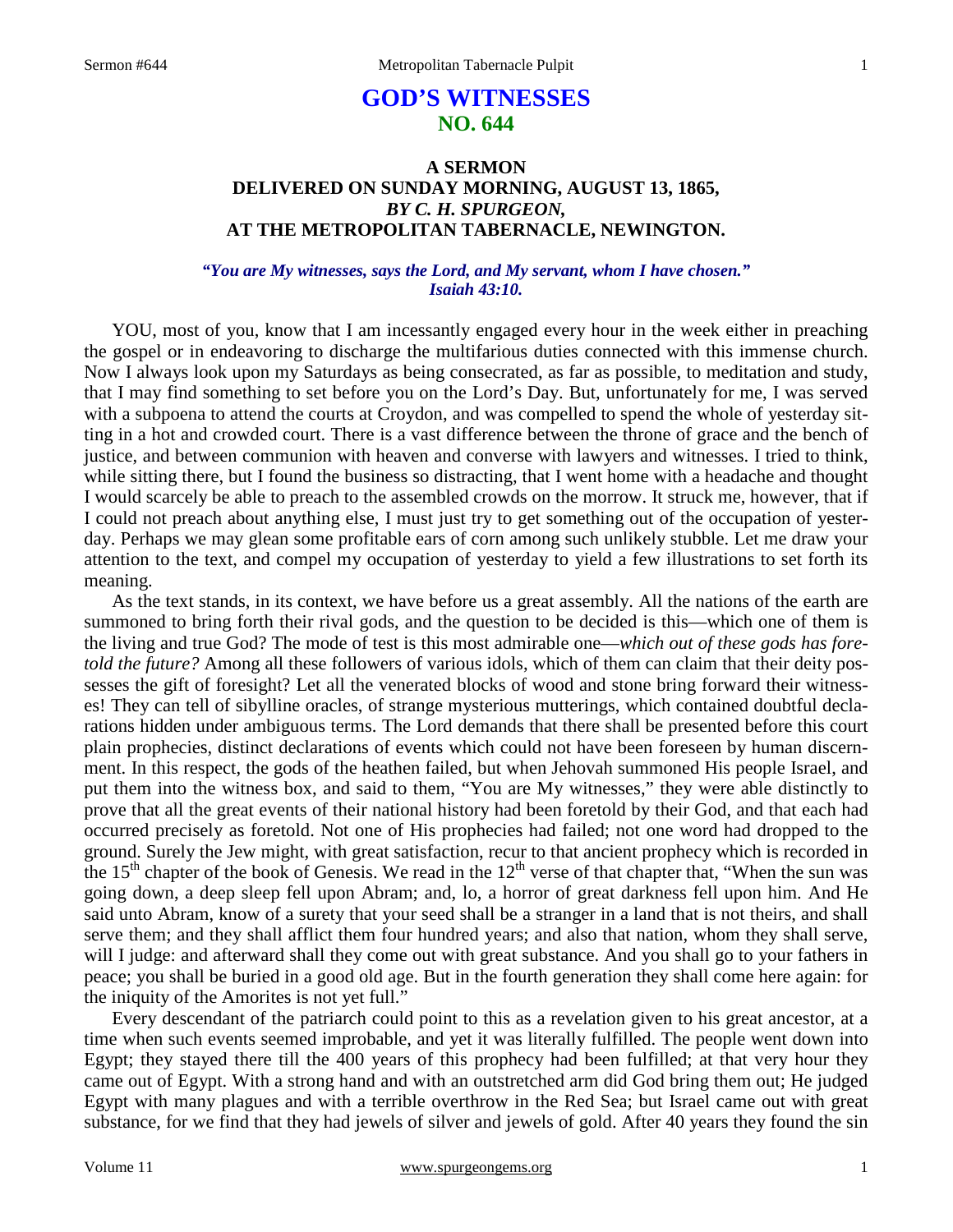# GOD'S WITNESSES
## NO. 644

### A SERMON
### DELIVERED ON SUNDAY MORNING, AUGUST 13, 1865,
### *BY C. H. SPURGEON,*
### AT THE METROPOLITAN TABERNACLE, NEWINGTON.

***"You are My witnesses, says the Lord, and My servant, whom I have chosen." Isaiah 43:10.***

YOU, most of you, know that I am incessantly engaged every hour in the week either in preaching the gospel or in endeavoring to discharge the multifarious duties connected with this immense church. Now I always look upon my Saturdays as being consecrated, as far as possible, to meditation and study, that I may find something to set before you on the Lord's Day. But, unfortunately for me, I was served with a subpoena to attend the courts at Croydon, and was compelled to spend the whole of yesterday sitting in a hot and crowded court. There is a vast difference between the throne of grace and the bench of justice, and between communion with heaven and converse with lawyers and witnesses. I tried to think, while sitting there, but I found the business so distracting, that I went home with a headache and thought I would scarcely be able to preach to the assembled crowds on the morrow. It struck me, however, that if I could not preach about anything else, I must just try to get something out of the occupation of yesterday. Perhaps we may glean some profitable ears of corn among such unlikely stubble. Let me draw your attention to the text, and compel my occupation of yesterday to yield a few illustrations to set forth its meaning.

As the text stands, in its context, we have before us a great assembly. All the nations of the earth are summoned to bring forth their rival gods, and the question to be decided is this—which one of them is the living and true God? The mode of test is this most admirable one—*which out of these gods has foretold the future?* Among all these followers of various idols, which of them can claim that their deity possesses the gift of foresight? Let all the venerated blocks of wood and stone bring forward their witnesses! They can tell of sibylline oracles, of strange mysterious mutterings, which contained doubtful declarations hidden under ambiguous terms. The Lord demands that there shall be presented before this court plain prophecies, distinct declarations of events which could not have been foreseen by human discernment. In this respect, the gods of the heathen failed, but when Jehovah summoned His people Israel, and put them into the witness box, and said to them, "You are My witnesses," they were able distinctly to prove that all the great events of their national history had been foretold by their God, and that each had occurred precisely as foretold. Not one of His prophecies had failed; not one word had dropped to the ground. Surely the Jew might, with great satisfaction, recur to that ancient prophecy which is recorded in the 15th chapter of the book of Genesis. We read in the 12th verse of that chapter that, "When the sun was going down, a deep sleep fell upon Abram; and, lo, a horror of great darkness fell upon him. And He said unto Abram, know of a surety that your seed shall be a stranger in a land that is not theirs, and shall serve them; and they shall afflict them four hundred years; and also that nation, whom they shall serve, will I judge: and afterward shall they come out with great substance. And you shall go to your fathers in peace; you shall be buried in a good old age. But in the fourth generation they shall come here again: for the iniquity of the Amorites is not yet full."

Every descendant of the patriarch could point to this as a revelation given to his great ancestor, at a time when such events seemed improbable, and yet it was literally fulfilled. The people went down into Egypt; they stayed there till the 400 years of this prophecy had been fulfilled; at that very hour they came out of Egypt. With a strong hand and with an outstretched arm did God bring them out; He judged Egypt with many plagues and with a terrible overthrow in the Red Sea; but Israel came out with great substance, for we find that they had jewels of silver and jewels of gold. After 40 years they found the sin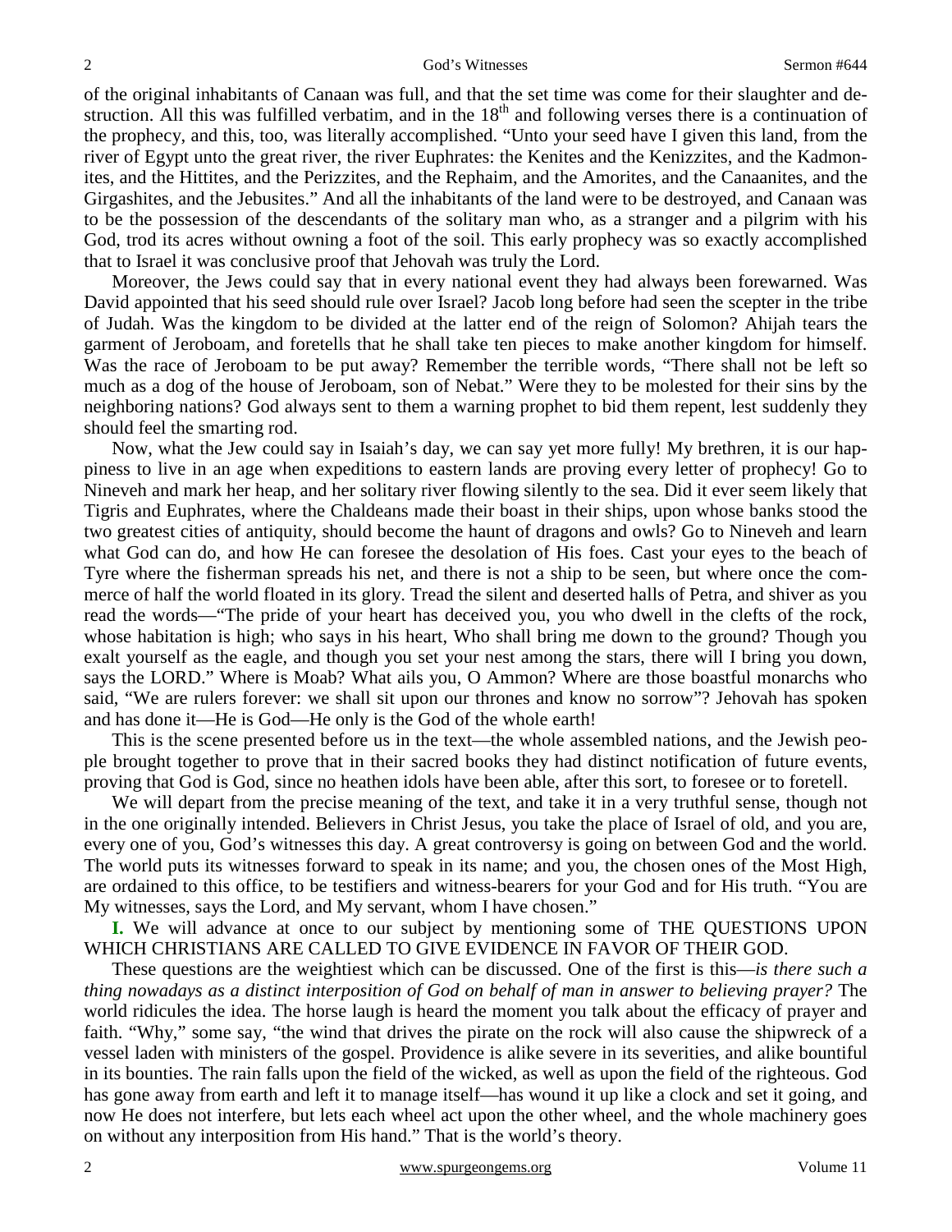of the original inhabitants of Canaan was full, and that the set time was come for their slaughter and destruction. All this was fulfilled verbatim, and in the 18th and following verses there is a continuation of the prophecy, and this, too, was literally accomplished. "Unto your seed have I given this land, from the river of Egypt unto the great river, the river Euphrates: the Kenites and the Kenizzites, and the Kadmonites, and the Hittites, and the Perizzites, and the Rephaim, and the Amorites, and the Canaanites, and the Girgashites, and the Jebusites." And all the inhabitants of the land were to be destroyed, and Canaan was to be the possession of the descendants of the solitary man who, as a stranger and a pilgrim with his God, trod its acres without owning a foot of the soil. This early prophecy was so exactly accomplished that to Israel it was conclusive proof that Jehovah was truly the Lord.

Moreover, the Jews could say that in every national event they had always been forewarned. Was David appointed that his seed should rule over Israel? Jacob long before had seen the scepter in the tribe of Judah. Was the kingdom to be divided at the latter end of the reign of Solomon? Ahijah tears the garment of Jeroboam, and foretells that he shall take ten pieces to make another kingdom for himself. Was the race of Jeroboam to be put away? Remember the terrible words, "There shall not be left so much as a dog of the house of Jeroboam, son of Nebat." Were they to be molested for their sins by the neighboring nations? God always sent to them a warning prophet to bid them repent, lest suddenly they should feel the smarting rod.

Now, what the Jew could say in Isaiah's day, we can say yet more fully! My brethren, it is our happiness to live in an age when expeditions to eastern lands are proving every letter of prophecy! Go to Nineveh and mark her heap, and her solitary river flowing silently to the sea. Did it ever seem likely that Tigris and Euphrates, where the Chaldeans made their boast in their ships, upon whose banks stood the two greatest cities of antiquity, should become the haunt of dragons and owls? Go to Nineveh and learn what God can do, and how He can foresee the desolation of His foes. Cast your eyes to the beach of Tyre where the fisherman spreads his net, and there is not a ship to be seen, but where once the commerce of half the world floated in its glory. Tread the silent and deserted halls of Petra, and shiver as you read the words—"The pride of your heart has deceived you, you who dwell in the clefts of the rock, whose habitation is high; who says in his heart, Who shall bring me down to the ground? Though you exalt yourself as the eagle, and though you set your nest among the stars, there will I bring you down, says the LORD." Where is Moab? What ails you, O Ammon? Where are those boastful monarchs who said, "We are rulers forever: we shall sit upon our thrones and know no sorrow"? Jehovah has spoken and has done it—He is God—He only is the God of the whole earth!

This is the scene presented before us in the text—the whole assembled nations, and the Jewish people brought together to prove that in their sacred books they had distinct notification of future events, proving that God is God, since no heathen idols have been able, after this sort, to foresee or to foretell.

We will depart from the precise meaning of the text, and take it in a very truthful sense, though not in the one originally intended. Believers in Christ Jesus, you take the place of Israel of old, and you are, every one of you, God's witnesses this day. A great controversy is going on between God and the world. The world puts its witnesses forward to speak in its name; and you, the chosen ones of the Most High, are ordained to this office, to be testifiers and witness-bearers for your God and for His truth. "You are My witnesses, says the Lord, and My servant, whom I have chosen."

**I.** We will advance at once to our subject by mentioning some of THE QUESTIONS UPON WHICH CHRISTIANS ARE CALLED TO GIVE EVIDENCE IN FAVOR OF THEIR GOD.

These questions are the weightiest which can be discussed. One of the first is this—*is there such a thing nowadays as a distinct interposition of God on behalf of man in answer to believing prayer?* The world ridicules the idea. The horse laugh is heard the moment you talk about the efficacy of prayer and faith. "Why," some say, "the wind that drives the pirate on the rock will also cause the shipwreck of a vessel laden with ministers of the gospel. Providence is alike severe in its severities, and alike bountiful in its bounties. The rain falls upon the field of the wicked, as well as upon the field of the righteous. God has gone away from earth and left it to manage itself—has wound it up like a clock and set it going, and now He does not interfere, but lets each wheel act upon the other wheel, and the whole machinery goes on without any interposition from His hand." That is the world's theory.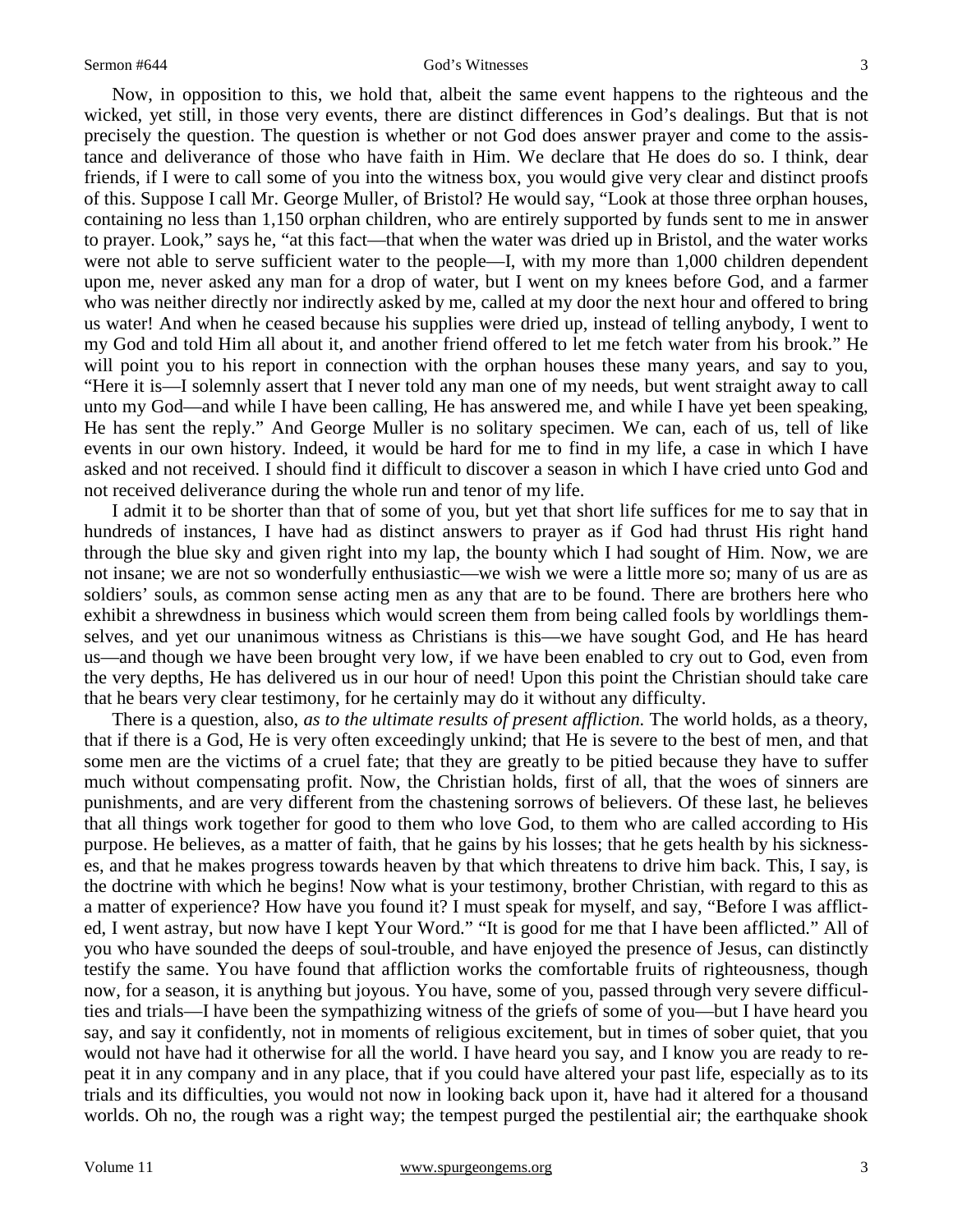Now, in opposition to this, we hold that, albeit the same event happens to the righteous and the wicked, yet still, in those very events, there are distinct differences in God's dealings. But that is not precisely the question. The question is whether or not God does answer prayer and come to the assistance and deliverance of those who have faith in Him. We declare that He does do so. I think, dear friends, if I were to call some of you into the witness box, you would give very clear and distinct proofs of this. Suppose I call Mr. George Muller, of Bristol? He would say, "Look at those three orphan houses, containing no less than 1,150 orphan children, who are entirely supported by funds sent to me in answer to prayer. Look," says he, "at this fact—that when the water was dried up in Bristol, and the water works were not able to serve sufficient water to the people—I, with my more than 1,000 children dependent upon me, never asked any man for a drop of water, but I went on my knees before God, and a farmer who was neither directly nor indirectly asked by me, called at my door the next hour and offered to bring us water! And when he ceased because his supplies were dried up, instead of telling anybody, I went to my God and told Him all about it, and another friend offered to let me fetch water from his brook." He will point you to his report in connection with the orphan houses these many years, and say to you, "Here it is—I solemnly assert that I never told any man one of my needs, but went straight away to call unto my God—and while I have been calling, He has answered me, and while I have yet been speaking, He has sent the reply." And George Muller is no solitary specimen. We can, each of us, tell of like events in our own history. Indeed, it would be hard for me to find in my life, a case in which I have asked and not received. I should find it difficult to discover a season in which I have cried unto God and not received deliverance during the whole run and tenor of my life.

I admit it to be shorter than that of some of you, but yet that short life suffices for me to say that in hundreds of instances, I have had as distinct answers to prayer as if God had thrust His right hand through the blue sky and given right into my lap, the bounty which I had sought of Him. Now, we are not insane; we are not so wonderfully enthusiastic—we wish we were a little more so; many of us are as soldiers' souls, as common sense acting men as any that are to be found. There are brothers here who exhibit a shrewdness in business which would screen them from being called fools by worldlings themselves, and yet our unanimous witness as Christians is this—we have sought God, and He has heard us—and though we have been brought very low, if we have been enabled to cry out to God, even from the very depths, He has delivered us in our hour of need! Upon this point the Christian should take care that he bears very clear testimony, for he certainly may do it without any difficulty.

There is a question, also, *as to the ultimate results of present affliction.* The world holds, as a theory, that if there is a God, He is very often exceedingly unkind; that He is severe to the best of men, and that some men are the victims of a cruel fate; that they are greatly to be pitied because they have to suffer much without compensating profit. Now, the Christian holds, first of all, that the woes of sinners are punishments, and are very different from the chastening sorrows of believers. Of these last, he believes that all things work together for good to them who love God, to them who are called according to His purpose. He believes, as a matter of faith, that he gains by his losses; that he gets health by his sicknesses, and that he makes progress towards heaven by that which threatens to drive him back. This, I say, is the doctrine with which he begins! Now what is your testimony, brother Christian, with regard to this as a matter of experience? How have you found it? I must speak for myself, and say, "Before I was afflicted, I went astray, but now have I kept Your Word." "It is good for me that I have been afflicted." All of you who have sounded the deeps of soul-trouble, and have enjoyed the presence of Jesus, can distinctly testify the same. You have found that affliction works the comfortable fruits of righteousness, though now, for a season, it is anything but joyous. You have, some of you, passed through very severe difficulties and trials—I have been the sympathizing witness of the griefs of some of you—but I have heard you say, and say it confidently, not in moments of religious excitement, but in times of sober quiet, that you would not have had it otherwise for all the world. I have heard you say, and I know you are ready to repeat it in any company and in any place, that if you could have altered your past life, especially as to its trials and its difficulties, you would not now in looking back upon it, have had it altered for a thousand worlds. Oh no, the rough was a right way; the tempest purged the pestilential air; the earthquake shook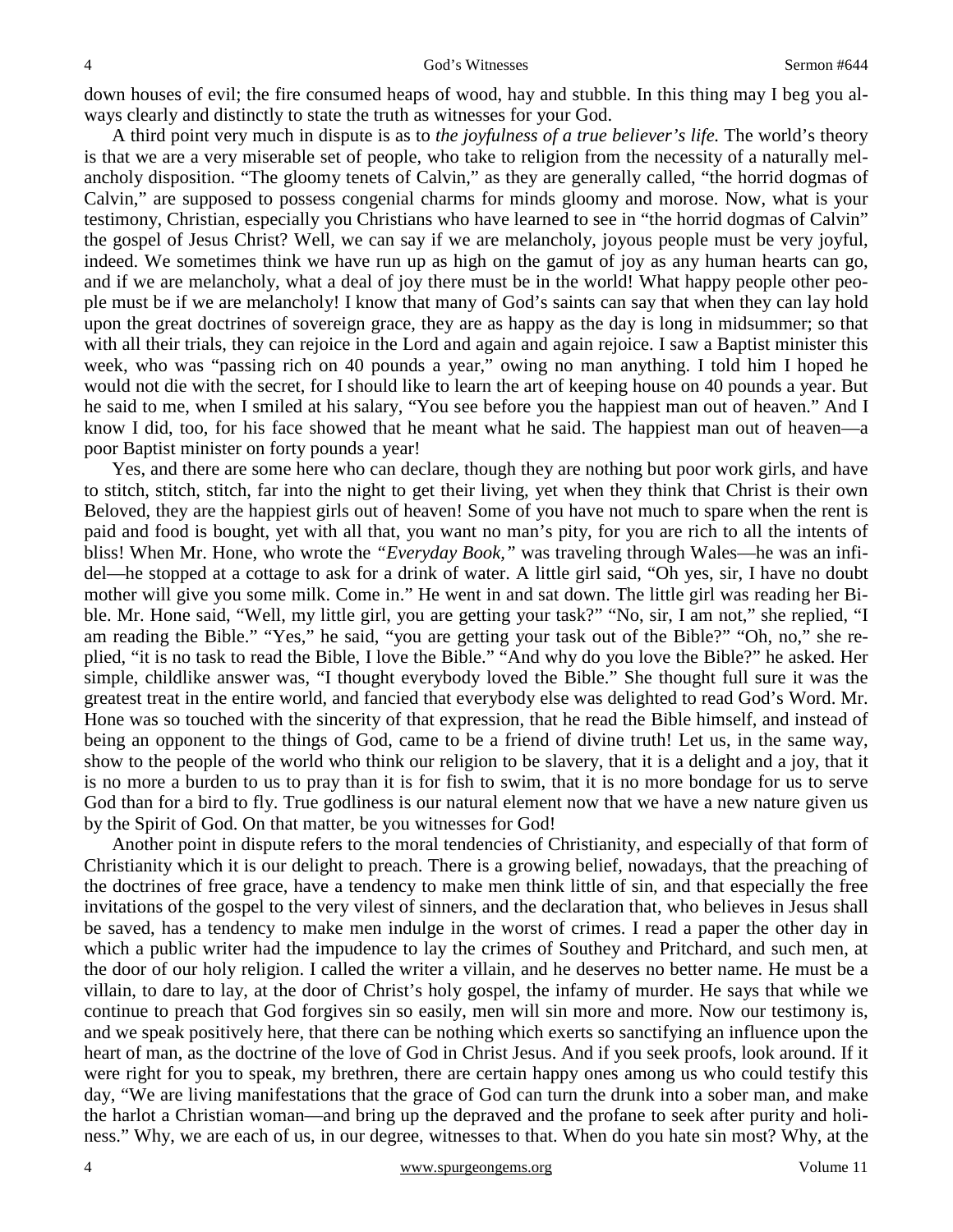down houses of evil; the fire consumed heaps of wood, hay and stubble. In this thing may I beg you always clearly and distinctly to state the truth as witnesses for your God.

A third point very much in dispute is as to *the joyfulness of a true believer's life.* The world's theory is that we are a very miserable set of people, who take to religion from the necessity of a naturally melancholy disposition. "The gloomy tenets of Calvin," as they are generally called, "the horrid dogmas of Calvin," are supposed to possess congenial charms for minds gloomy and morose. Now, what is your testimony, Christian, especially you Christians who have learned to see in "the horrid dogmas of Calvin" the gospel of Jesus Christ? Well, we can say if we are melancholy, joyous people must be very joyful, indeed. We sometimes think we have run up as high on the gamut of joy as any human hearts can go, and if we are melancholy, what a deal of joy there must be in the world! What happy people other people must be if we are melancholy! I know that many of God's saints can say that when they can lay hold upon the great doctrines of sovereign grace, they are as happy as the day is long in midsummer; so that with all their trials, they can rejoice in the Lord and again and again rejoice. I saw a Baptist minister this week, who was "passing rich on 40 pounds a year," owing no man anything. I told him I hoped he would not die with the secret, for I should like to learn the art of keeping house on 40 pounds a year. But he said to me, when I smiled at his salary, "You see before you the happiest man out of heaven." And I know I did, too, for his face showed that he meant what he said. The happiest man out of heaven—a poor Baptist minister on forty pounds a year!

Yes, and there are some here who can declare, though they are nothing but poor work girls, and have to stitch, stitch, stitch, far into the night to get their living, yet when they think that Christ is their own Beloved, they are the happiest girls out of heaven! Some of you have not much to spare when the rent is paid and food is bought, yet with all that, you want no man's pity, for you are rich to all the intents of bliss! When Mr. Hone, who wrote the *"Everyday Book,"* was traveling through Wales—he was an infidel—he stopped at a cottage to ask for a drink of water. A little girl said, "Oh yes, sir, I have no doubt mother will give you some milk. Come in." He went in and sat down. The little girl was reading her Bible. Mr. Hone said, "Well, my little girl, you are getting your task?" "No, sir, I am not," she replied, "I am reading the Bible." "Yes," he said, "you are getting your task out of the Bible?" "Oh, no," she replied, "it is no task to read the Bible, I love the Bible." "And why do you love the Bible?" he asked. Her simple, childlike answer was, "I thought everybody loved the Bible." She thought full sure it was the greatest treat in the entire world, and fancied that everybody else was delighted to read God's Word. Mr. Hone was so touched with the sincerity of that expression, that he read the Bible himself, and instead of being an opponent to the things of God, came to be a friend of divine truth! Let us, in the same way, show to the people of the world who think our religion to be slavery, that it is a delight and a joy, that it is no more a burden to us to pray than it is for fish to swim, that it is no more bondage for us to serve God than for a bird to fly. True godliness is our natural element now that we have a new nature given us by the Spirit of God. On that matter, be you witnesses for God!

Another point in dispute refers to the moral tendencies of Christianity, and especially of that form of Christianity which it is our delight to preach. There is a growing belief, nowadays, that the preaching of the doctrines of free grace, have a tendency to make men think little of sin, and that especially the free invitations of the gospel to the very vilest of sinners, and the declaration that, who believes in Jesus shall be saved, has a tendency to make men indulge in the worst of crimes. I read a paper the other day in which a public writer had the impudence to lay the crimes of Southey and Pritchard, and such men, at the door of our holy religion. I called the writer a villain, and he deserves no better name. He must be a villain, to dare to lay, at the door of Christ's holy gospel, the infamy of murder. He says that while we continue to preach that God forgives sin so easily, men will sin more and more. Now our testimony is, and we speak positively here, that there can be nothing which exerts so sanctifying an influence upon the heart of man, as the doctrine of the love of God in Christ Jesus. And if you seek proofs, look around. If it were right for you to speak, my brethren, there are certain happy ones among us who could testify this day, "We are living manifestations that the grace of God can turn the drunk into a sober man, and make the harlot a Christian woman—and bring up the depraved and the profane to seek after purity and holiness." Why, we are each of us, in our degree, witnesses to that. When do you hate sin most? Why, at the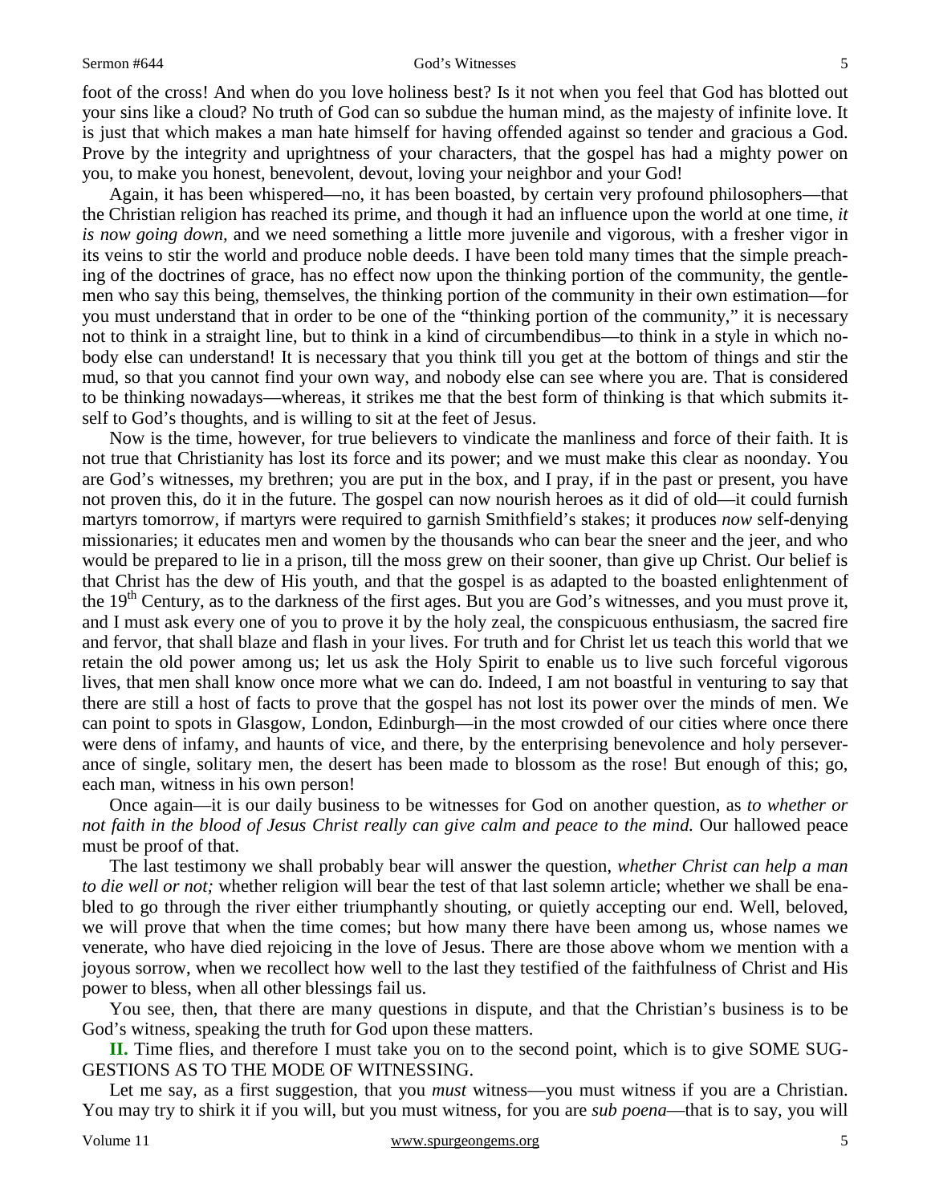foot of the cross! And when do you love holiness best? Is it not when you feel that God has blotted out your sins like a cloud? No truth of God can so subdue the human mind, as the majesty of infinite love. It is just that which makes a man hate himself for having offended against so tender and gracious a God. Prove by the integrity and uprightness of your characters, that the gospel has had a mighty power on you, to make you honest, benevolent, devout, loving your neighbor and your God!

Again, it has been whispered—no, it has been boasted, by certain very profound philosophers—that the Christian religion has reached its prime, and though it had an influence upon the world at one time, *it is now going down,* and we need something a little more juvenile and vigorous, with a fresher vigor in its veins to stir the world and produce noble deeds. I have been told many times that the simple preaching of the doctrines of grace, has no effect now upon the thinking portion of the community, the gentlemen who say this being, themselves, the thinking portion of the community in their own estimation—for you must understand that in order to be one of the "thinking portion of the community," it is necessary not to think in a straight line, but to think in a kind of circumbendibus—to think in a style in which nobody else can understand! It is necessary that you think till you get at the bottom of things and stir the mud, so that you cannot find your own way, and nobody else can see where you are. That is considered to be thinking nowadays—whereas, it strikes me that the best form of thinking is that which submits itself to God's thoughts, and is willing to sit at the feet of Jesus.

Now is the time, however, for true believers to vindicate the manliness and force of their faith. It is not true that Christianity has lost its force and its power; and we must make this clear as noonday. You are God's witnesses, my brethren; you are put in the box, and I pray, if in the past or present, you have not proven this, do it in the future. The gospel can now nourish heroes as it did of old—it could furnish martyrs tomorrow, if martyrs were required to garnish Smithfield's stakes; it produces *now* self-denying missionaries; it educates men and women by the thousands who can bear the sneer and the jeer, and who would be prepared to lie in a prison, till the moss grew on their sooner, than give up Christ. Our belief is that Christ has the dew of His youth, and that the gospel is as adapted to the boasted enlightenment of the 19th Century, as to the darkness of the first ages. But you are God's witnesses, and you must prove it, and I must ask every one of you to prove it by the holy zeal, the conspicuous enthusiasm, the sacred fire and fervor, that shall blaze and flash in your lives. For truth and for Christ let us teach this world that we retain the old power among us; let us ask the Holy Spirit to enable us to live such forceful vigorous lives, that men shall know once more what we can do. Indeed, I am not boastful in venturing to say that there are still a host of facts to prove that the gospel has not lost its power over the minds of men. We can point to spots in Glasgow, London, Edinburgh—in the most crowded of our cities where once there were dens of infamy, and haunts of vice, and there, by the enterprising benevolence and holy perseverance of single, solitary men, the desert has been made to blossom as the rose! But enough of this; go, each man, witness in his own person!

Once again—it is our daily business to be witnesses for God on another question, as *to whether or not faith in the blood of Jesus Christ really can give calm and peace to the mind.* Our hallowed peace must be proof of that.

The last testimony we shall probably bear will answer the question, *whether Christ can help a man to die well or not;* whether religion will bear the test of that last solemn article; whether we shall be enabled to go through the river either triumphantly shouting, or quietly accepting our end. Well, beloved, we will prove that when the time comes; but how many there have been among us, whose names we venerate, who have died rejoicing in the love of Jesus. There are those above whom we mention with a joyous sorrow, when we recollect how well to the last they testified of the faithfulness of Christ and His power to bless, when all other blessings fail us.

You see, then, that there are many questions in dispute, and that the Christian's business is to be God's witness, speaking the truth for God upon these matters.

**II.** Time flies, and therefore I must take you on to the second point, which is to give SOME SUGGESTIONS AS TO THE MODE OF WITNESSING.

Let me say, as a first suggestion, that you *must* witness—you must witness if you are a Christian. You may try to shirk it if you will, but you must witness, for you are *sub poena*—that is to say, you will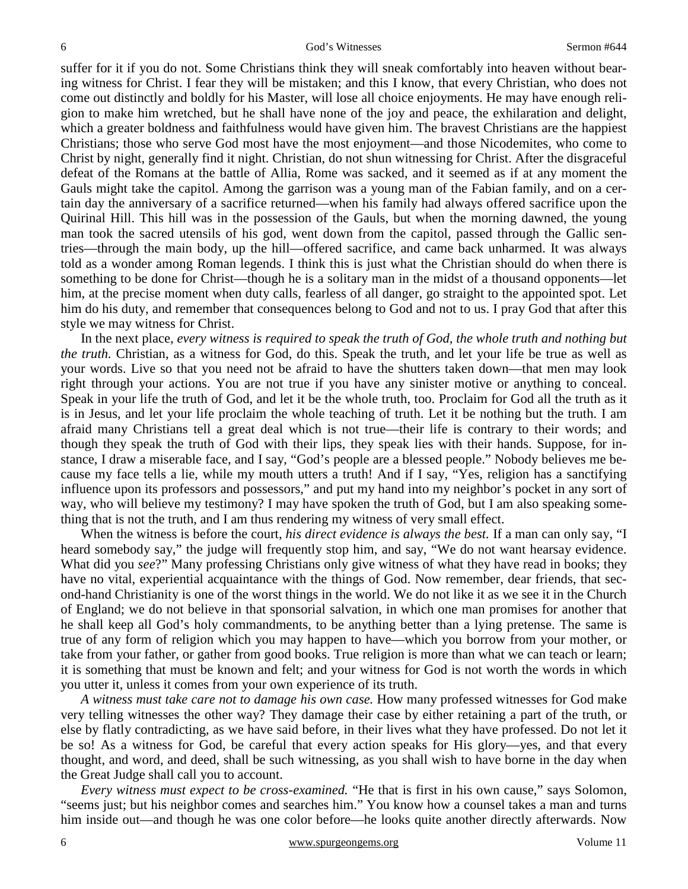suffer for it if you do not. Some Christians think they will sneak comfortably into heaven without bearing witness for Christ. I fear they will be mistaken; and this I know, that every Christian, who does not come out distinctly and boldly for his Master, will lose all choice enjoyments. He may have enough religion to make him wretched, but he shall have none of the joy and peace, the exhilaration and delight, which a greater boldness and faithfulness would have given him. The bravest Christians are the happiest Christians; those who serve God most have the most enjoyment—and those Nicodemites, who come to Christ by night, generally find it night. Christian, do not shun witnessing for Christ. After the disgraceful defeat of the Romans at the battle of Allia, Rome was sacked, and it seemed as if at any moment the Gauls might take the capitol. Among the garrison was a young man of the Fabian family, and on a certain day the anniversary of a sacrifice returned—when his family had always offered sacrifice upon the Quirinal Hill. This hill was in the possession of the Gauls, but when the morning dawned, the young man took the sacred utensils of his god, went down from the capitol, passed through the Gallic sentries—through the main body, up the hill—offered sacrifice, and came back unharmed. It was always told as a wonder among Roman legends. I think this is just what the Christian should do when there is something to be done for Christ—though he is a solitary man in the midst of a thousand opponents—let him, at the precise moment when duty calls, fearless of all danger, go straight to the appointed spot. Let him do his duty, and remember that consequences belong to God and not to us. I pray God that after this style we may witness for Christ.

In the next place, *every witness is required to speak the truth of God, the whole truth and nothing but the truth.* Christian, as a witness for God, do this. Speak the truth, and let your life be true as well as your words. Live so that you need not be afraid to have the shutters taken down—that men may look right through your actions. You are not true if you have any sinister motive or anything to conceal. Speak in your life the truth of God, and let it be the whole truth, too. Proclaim for God all the truth as it is in Jesus, and let your life proclaim the whole teaching of truth. Let it be nothing but the truth. I am afraid many Christians tell a great deal which is not true—their life is contrary to their words; and though they speak the truth of God with their lips, they speak lies with their hands. Suppose, for instance, I draw a miserable face, and I say, "God's people are a blessed people." Nobody believes me because my face tells a lie, while my mouth utters a truth! And if I say, "Yes, religion has a sanctifying influence upon its professors and possessors," and put my hand into my neighbor's pocket in any sort of way, who will believe my testimony? I may have spoken the truth of God, but I am also speaking something that is not the truth, and I am thus rendering my witness of very small effect.

When the witness is before the court, *his direct evidence is always the best.* If a man can only say, "I heard somebody say," the judge will frequently stop him, and say, "We do not want hearsay evidence. What did you *see*?" Many professing Christians only give witness of what they have read in books; they have no vital, experiential acquaintance with the things of God. Now remember, dear friends, that second-hand Christianity is one of the worst things in the world. We do not like it as we see it in the Church of England; we do not believe in that sponsorial salvation, in which one man promises for another that he shall keep all God's holy commandments, to be anything better than a lying pretense. The same is true of any form of religion which you may happen to have—which you borrow from your mother, or take from your father, or gather from good books. True religion is more than what we can teach or learn; it is something that must be known and felt; and your witness for God is not worth the words in which you utter it, unless it comes from your own experience of its truth.

*A witness must take care not to damage his own case.* How many professed witnesses for God make very telling witnesses the other way? They damage their case by either retaining a part of the truth, or else by flatly contradicting, as we have said before, in their lives what they have professed. Do not let it be so! As a witness for God, be careful that every action speaks for His glory—yes, and that every thought, and word, and deed, shall be such witnessing, as you shall wish to have borne in the day when the Great Judge shall call you to account.

*Every witness must expect to be cross-examined.* "He that is first in his own cause," says Solomon, "seems just; but his neighbor comes and searches him." You know how a counsel takes a man and turns him inside out—and though he was one color before—he looks quite another directly afterwards. Now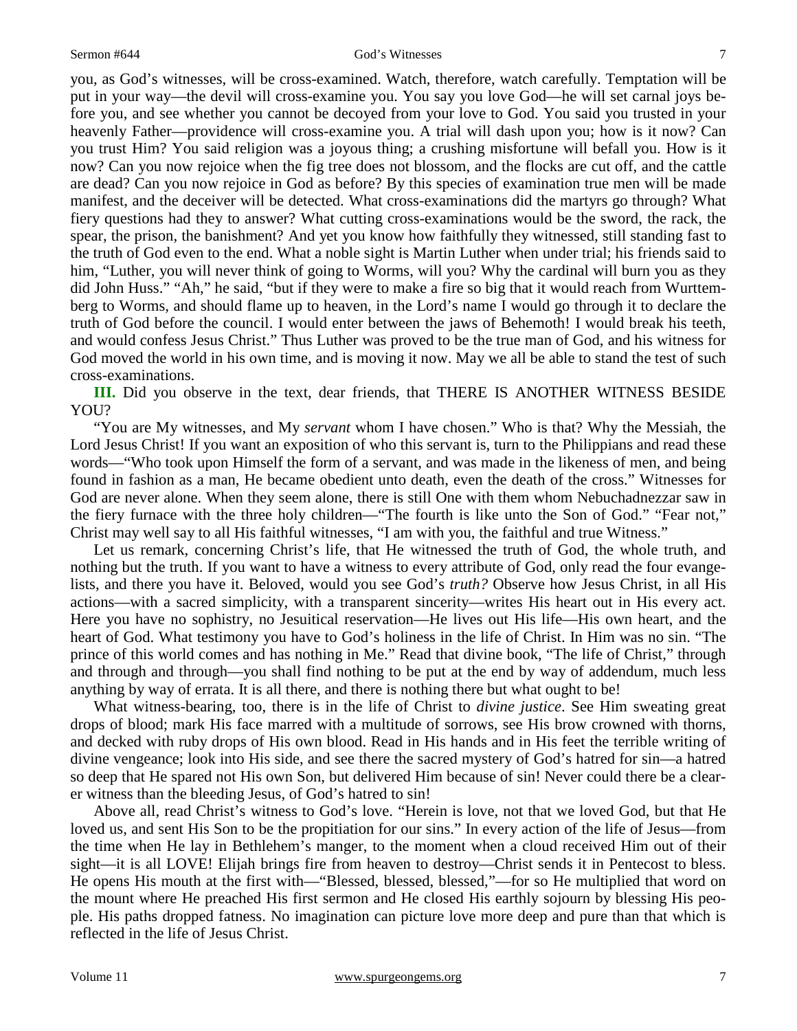you, as God's witnesses, will be cross-examined. Watch, therefore, watch carefully. Temptation will be put in your way—the devil will cross-examine you. You say you love God—he will set carnal joys before you, and see whether you cannot be decoyed from your love to God. You said you trusted in your heavenly Father—providence will cross-examine you. A trial will dash upon you; how is it now? Can you trust Him? You said religion was a joyous thing; a crushing misfortune will befall you. How is it now? Can you now rejoice when the fig tree does not blossom, and the flocks are cut off, and the cattle are dead? Can you now rejoice in God as before? By this species of examination true men will be made manifest, and the deceiver will be detected. What cross-examinations did the martyrs go through? What fiery questions had they to answer? What cutting cross-examinations would be the sword, the rack, the spear, the prison, the banishment? And yet you know how faithfully they witnessed, still standing fast to the truth of God even to the end. What a noble sight is Martin Luther when under trial; his friends said to him, "Luther, you will never think of going to Worms, will you? Why the cardinal will burn you as they did John Huss." "Ah," he said, "but if they were to make a fire so big that it would reach from Wurttemberg to Worms, and should flame up to heaven, in the Lord's name I would go through it to declare the truth of God before the council. I would enter between the jaws of Behemoth! I would break his teeth, and would confess Jesus Christ." Thus Luther was proved to be the true man of God, and his witness for God moved the world in his own time, and is moving it now. May we all be able to stand the test of such cross-examinations.

**III.** Did you observe in the text, dear friends, that THERE IS ANOTHER WITNESS BESIDE YOU?

"You are My witnesses, and My *servant* whom I have chosen." Who is that? Why the Messiah, the Lord Jesus Christ! If you want an exposition of who this servant is, turn to the Philippians and read these words—"Who took upon Himself the form of a servant, and was made in the likeness of men, and being found in fashion as a man, He became obedient unto death, even the death of the cross." Witnesses for God are never alone. When they seem alone, there is still One with them whom Nebuchadnezzar saw in the fiery furnace with the three holy children—"The fourth is like unto the Son of God." "Fear not," Christ may well say to all His faithful witnesses, "I am with you, the faithful and true Witness."

Let us remark, concerning Christ's life, that He witnessed the truth of God, the whole truth, and nothing but the truth. If you want to have a witness to every attribute of God, only read the four evangelists, and there you have it. Beloved, would you see God's *truth?* Observe how Jesus Christ, in all His actions—with a sacred simplicity, with a transparent sincerity—writes His heart out in His every act. Here you have no sophistry, no Jesuitical reservation—He lives out His life—His own heart, and the heart of God. What testimony you have to God's holiness in the life of Christ. In Him was no sin. "The prince of this world comes and has nothing in Me." Read that divine book, "The life of Christ," through and through and through—you shall find nothing to be put at the end by way of addendum, much less anything by way of errata. It is all there, and there is nothing there but what ought to be!

What witness-bearing, too, there is in the life of Christ to *divine justice*. See Him sweating great drops of blood; mark His face marred with a multitude of sorrows, see His brow crowned with thorns, and decked with ruby drops of His own blood. Read in His hands and in His feet the terrible writing of divine vengeance; look into His side, and see there the sacred mystery of God's hatred for sin—a hatred so deep that He spared not His own Son, but delivered Him because of sin! Never could there be a clearer witness than the bleeding Jesus, of God's hatred to sin!

Above all, read Christ's witness to God's love. "Herein is love, not that we loved God, but that He loved us, and sent His Son to be the propitiation for our sins." In every action of the life of Jesus—from the time when He lay in Bethlehem's manger, to the moment when a cloud received Him out of their sight—it is all LOVE! Elijah brings fire from heaven to destroy—Christ sends it in Pentecost to bless. He opens His mouth at the first with—"Blessed, blessed, blessed,"—for so He multiplied that word on the mount where He preached His first sermon and He closed His earthly sojourn by blessing His people. His paths dropped fatness. No imagination can picture love more deep and pure than that which is reflected in the life of Jesus Christ.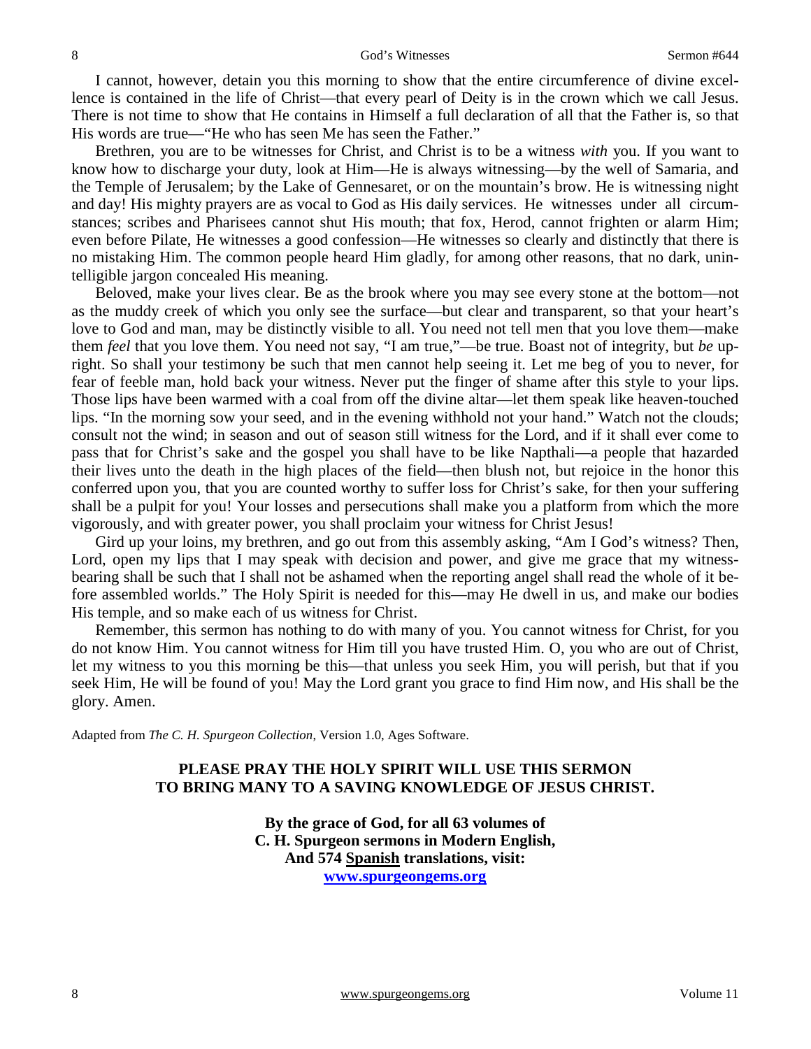I cannot, however, detain you this morning to show that the entire circumference of divine excellence is contained in the life of Christ—that every pearl of Deity is in the crown which we call Jesus. There is not time to show that He contains in Himself a full declaration of all that the Father is, so that His words are true—"He who has seen Me has seen the Father."

Brethren, you are to be witnesses for Christ, and Christ is to be a witness *with* you. If you want to know how to discharge your duty, look at Him—He is always witnessing—by the well of Samaria, and the Temple of Jerusalem; by the Lake of Gennesaret, or on the mountain's brow. He is witnessing night and day! His mighty prayers are as vocal to God as His daily services. He witnesses under all circumstances; scribes and Pharisees cannot shut His mouth; that fox, Herod, cannot frighten or alarm Him; even before Pilate, He witnesses a good confession—He witnesses so clearly and distinctly that there is no mistaking Him. The common people heard Him gladly, for among other reasons, that no dark, unintelligible jargon concealed His meaning.

Beloved, make your lives clear. Be as the brook where you may see every stone at the bottom—not as the muddy creek of which you only see the surface—but clear and transparent, so that your heart's love to God and man, may be distinctly visible to all. You need not tell men that you love them—make them *feel* that you love them. You need not say, "I am true,"—be true. Boast not of integrity, but *be* upright. So shall your testimony be such that men cannot help seeing it. Let me beg of you to never, for fear of feeble man, hold back your witness. Never put the finger of shame after this style to your lips. Those lips have been warmed with a coal from off the divine altar—let them speak like heaven-touched lips. "In the morning sow your seed, and in the evening withhold not your hand." Watch not the clouds; consult not the wind; in season and out of season still witness for the Lord, and if it shall ever come to pass that for Christ's sake and the gospel you shall have to be like Napthali—a people that hazarded their lives unto the death in the high places of the field—then blush not, but rejoice in the honor this conferred upon you, that you are counted worthy to suffer loss for Christ's sake, for then your suffering shall be a pulpit for you! Your losses and persecutions shall make you a platform from which the more vigorously, and with greater power, you shall proclaim your witness for Christ Jesus!

Gird up your loins, my brethren, and go out from this assembly asking, "Am I God's witness? Then, Lord, open my lips that I may speak with decision and power, and give me grace that my witness-bearing shall be such that I shall not be ashamed when the reporting angel shall read the whole of it before assembled worlds." The Holy Spirit is needed for this—may He dwell in us, and make our bodies His temple, and so make each of us witness for Christ.

Remember, this sermon has nothing to do with many of you. You cannot witness for Christ, for you do not know Him. You cannot witness for Him till you have trusted Him. O, you who are out of Christ, let my witness to you this morning be this—that unless you seek Him, you will perish, but that if you seek Him, He will be found of you! May the Lord grant you grace to find Him now, and His shall be the glory. Amen.

Adapted from *The C. H. Spurgeon Collection*, Version 1.0, Ages Software.

**PLEASE PRAY THE HOLY SPIRIT WILL USE THIS SERMON TO BRING MANY TO A SAVING KNOWLEDGE OF JESUS CHRIST.**

**By the grace of God, for all 63 volumes of C. H. Spurgeon sermons in Modern English, And 574 Spanish translations, visit: www.spurgeongems.org**